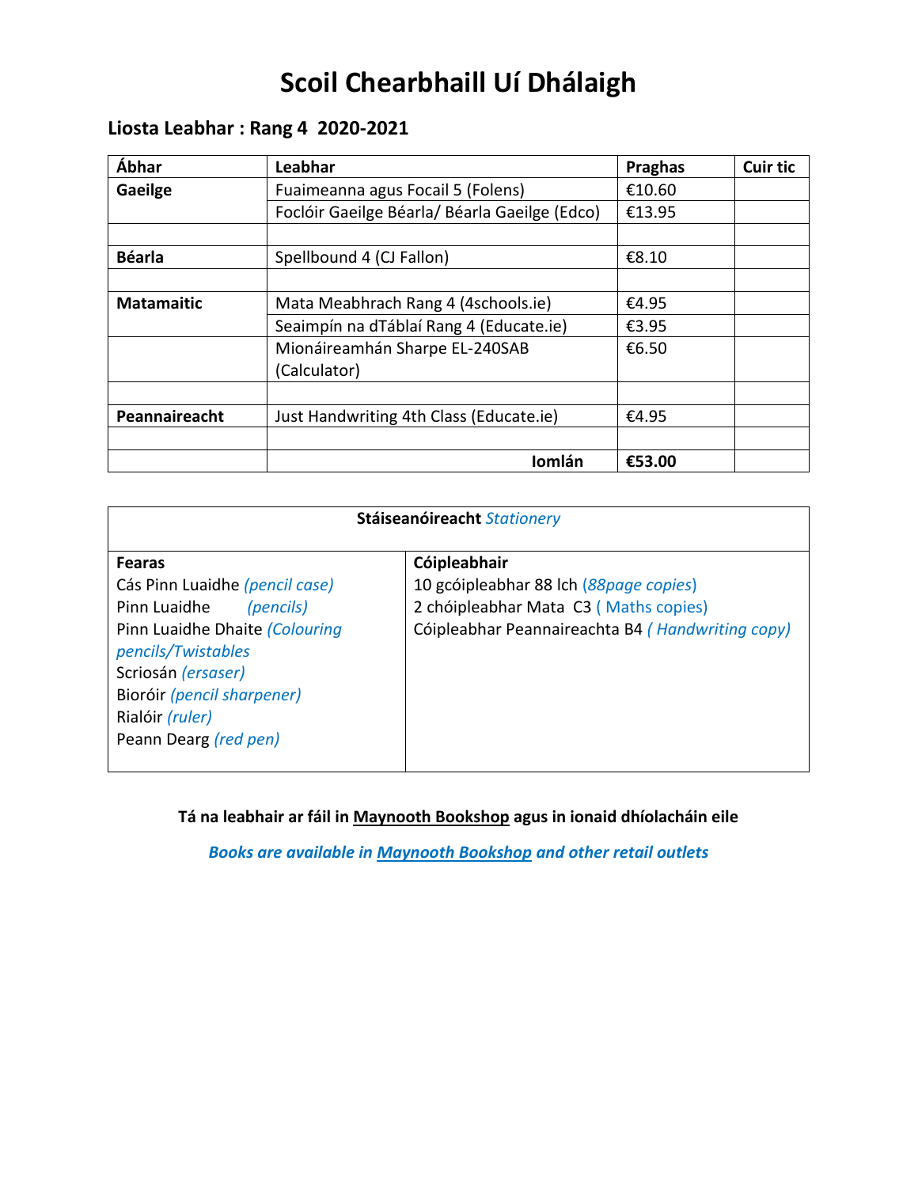# Scoil Chearbhaill Uí Dhálaigh

## Liosta Leabhar : Rang 4 2020-2021

| Ábhar | Leabhar | Praghas | Cuir tic |
|---|---|---|---|
| **Gaeilge** | Fuaimeanna agus Focail 5 (Folens) | €10.60 | |
| | Foclóir Gaeilge Béarla/ Béarla Gaeilge (Edco) | €13.95 | |
| | | | |
| **Béarla** | Spellbound 4 (CJ Fallon) | €8.10 | |
| | | | |
| **Matamaitic** | Mata Meabhrach Rang 4 (4schools.ie) | €4.95 | |
| | Seaimpín na dTáblaí Rang 4 (Educate.ie) | €3.95 | |
| | Mionáireamhán Sharpe EL-240SAB (Calculator) | €6.50 | |
| | | | |
| **Peannaireacht** | Just Handwriting 4th Class (Educate.ie) | €4.95 | |
| | | | |
| | **Iomlán** | **€53.00** | |

| **Stáiseanóireacht** *Stationery* | |
|---|---|
| **Fearas** | **Cóipleabhair** |
| Cás Pinn Luaidhe *(pencil case)* | 10 gcóipleabhar 88 lch *(88page copies)* |
| Pinn Luaidhe *(pencils)* | 2 chóipleabhar Mata C3 ( Maths copies) |
| Pinn Luaidhe Dhaite *(Colouring pencils/Twistables* | Cóipleabhar Peannaireachta B4 *( Handwriting copy)* |
| Scriosán *(ersaser)* | |
| Bioróir *(pencil sharpener)* | |
| Rialóir *(ruler)* | |
| Peann Dearg *(red pen)* | |

**Tá na leabhair ar fáil in Maynooth Bookshop agus in ionaid dhíolacháin eile**

***Books are available in Maynooth Bookshop and other retail outlets***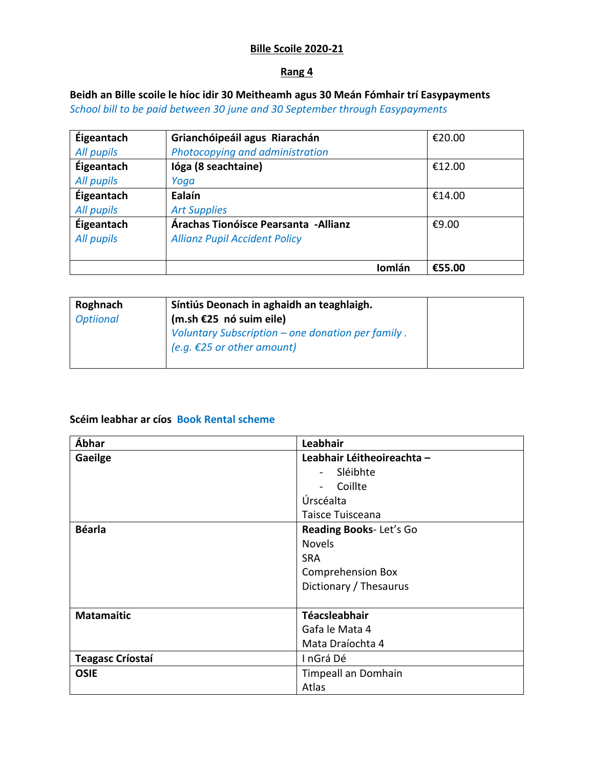**Bille Scoile 2020-21**

**Rang 4**

**Beidh an Bille scoile le híoc idir 30 Meitheamh agus 30 Meán Fómhair trí Easypayments**

*School bill to be paid between 30 june and 30 September through Easypayments*

| | | |
|---|---|---|
| **Éigeantach** *All pupils* | **Grianchóipeáil agus Riarachán** *Photocopying and administration* | €20.00 |
| **Éigeantach** *All pupils* | **Ióga (8 seachtaine)** *Yoga* | €12.00 |
| **Éigeantach** *All pupils* | **Ealaín** *Art Supplies* | €14.00 |
| **Éigeantach** *All pupils* | **Árachas Tionóisce Pearsanta -Allianz** *Allianz Pupil Accident Policy* | €9.00 |
| | **Iomlán** | **€55.00** |

| | | |
|---|---|---|
| **Roghnach** *Optiional* | **Síntiús Deonach in aghaidh an teaghlaigh. (m.sh €25 nó suim eile)** *Voluntary Subscription – one donation per family . (e.g. €25 or other amount)* | |

**Scéim leabhar ar cíos** **Book Rental scheme**

| **Ábhar** | **Leabhair** |
|---|---|
| **Gaeilge** | **Leabhair Léitheoireachta –**<br>- Sléibhte<br>- Coillte<br>Úrscéalta<br>Taisce Tuisceana |
| **Béarla** | **Reading Books**- Let's Go<br>Novels<br>SRA<br>Comprehension Box<br>Dictionary / Thesaurus |
| **Matamaitic** | **Téacsleabhair**<br>Gafa le Mata 4<br>Mata Draíochta 4 |
| **Teagasc Críostaí** | I nGrá Dé |
| **OSIE** | Timpeall an Domhain<br>Atlas |